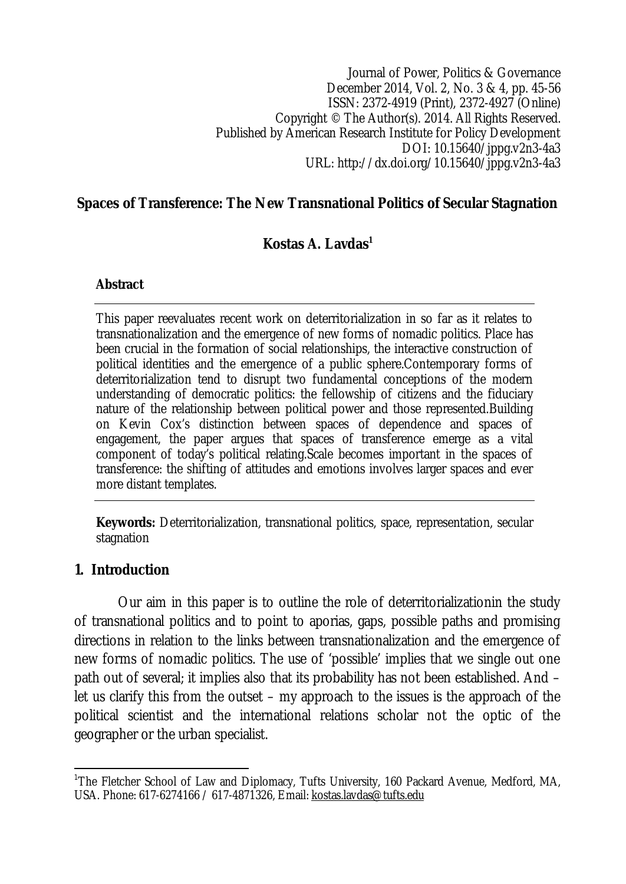Journal of Power, Politics & Governance
December 2014, Vol. 2, No. 3 & 4, pp. 45-56
ISSN: 2372-4919 (Print), 2372-4927 (Online)
Copyright © The Author(s). 2014. All Rights Reserved.
Published by American Research Institute for Policy Development
DOI: 10.15640/jppg.v2n3-4a3
URL: http://dx.doi.org/10.15640/jppg.v2n3-4a3

# Spaces of Transference: The New Transnational Politics of Secular Stagnation

**Kostas A. Lavdas[1]**

**Abstract**

This paper reevaluates recent work on deterritorialization in so far as it relates to transnationalization and the emergence of new forms of nomadic politics. Place has been crucial in the formation of social relationships, the interactive construction of political identities and the emergence of a public sphere.Contemporary forms of deterritorialization tend to disrupt two fundamental conceptions of the modern understanding of democratic politics: the fellowship of citizens and the fiduciary nature of the relationship between political power and those represented.Building on Kevin Cox's distinction between spaces of dependence and spaces of engagement, the paper argues that spaces of transference emerge as a vital component of today's political relating.Scale becomes important in the spaces of transference: the shifting of attitudes and emotions involves larger spaces and ever more distant templates.

**Keywords:** Deterritorialization, transnational politics, space, representation, secular stagnation

## 1. Introduction

Our aim in this paper is to outline the role of deterritorializationin the study of transnational politics and to point to aporias, gaps, possible paths and promising directions in relation to the links between transnationalization and the emergence of new forms of nomadic politics. The use of 'possible' implies that we single out one path out of several; it implies also that its probability has not been established. And – let us clarify this from the outset – my approach to the issues is the approach of the political scientist and the international relations scholar not the optic of the geographer or the urban specialist.

---

[1]The Fletcher School of Law and Diplomacy, Tufts University, 160 Packard Avenue, Medford, MA, USA. Phone: 617-6274166 / 617-4871326, Email: kostas.lavdas@tufts.edu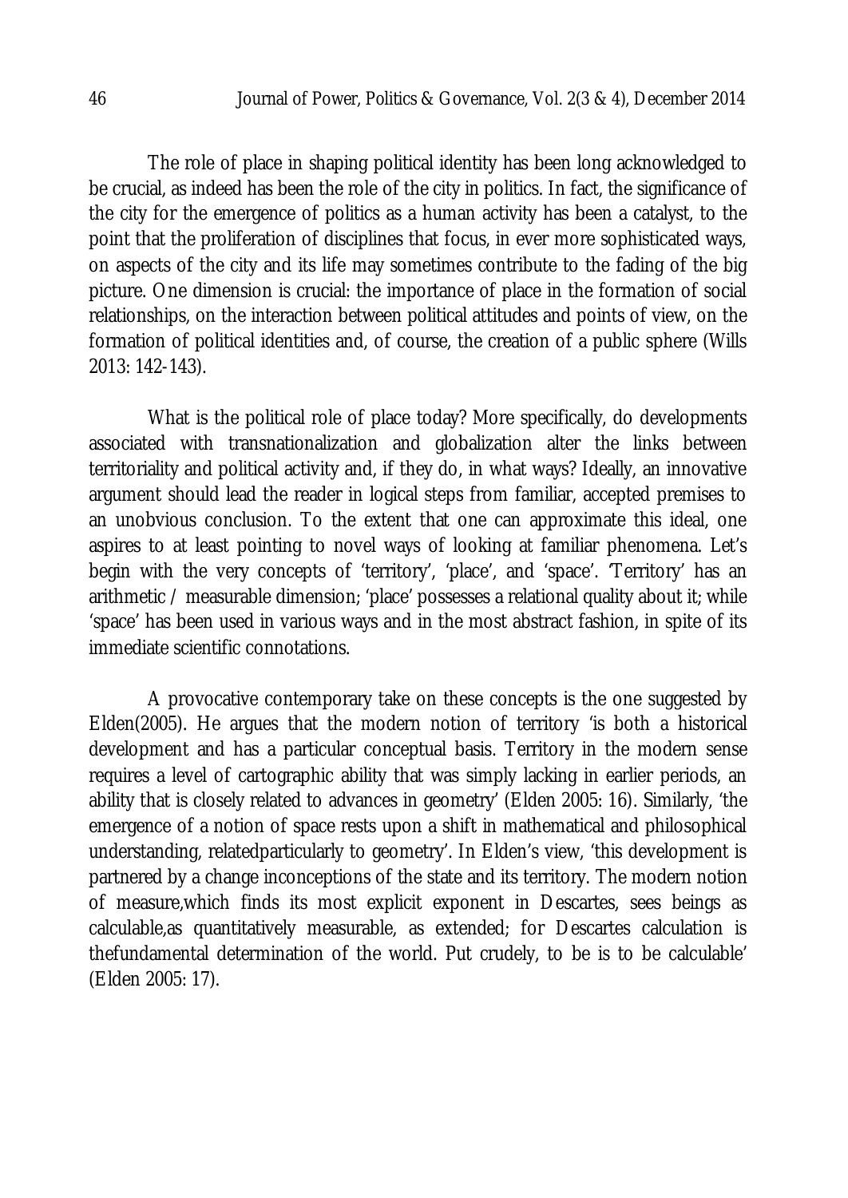The role of place in shaping political identity has been long acknowledged to be crucial, as indeed has been the role of the city in politics. In fact, the significance of the city for the emergence of politics as a human activity has been a catalyst, to the point that the proliferation of disciplines that focus, in ever more sophisticated ways, on aspects of the city and its life may sometimes contribute to the fading of the big picture. One dimension is crucial: the importance of place in the formation of social relationships, on the interaction between political attitudes and points of view, on the formation of political identities and, of course, the creation of a public sphere (Wills 2013: 142-143).

What is the political role of place today? More specifically, do developments associated with transnationalization and globalization alter the links between territoriality and political activity and, if they do, in what ways? Ideally, an innovative argument should lead the reader in logical steps from familiar, accepted premises to an unobvious conclusion. To the extent that one can approximate this ideal, one aspires to at least pointing to novel ways of looking at familiar phenomena. Let's begin with the very concepts of 'territory', 'place', and 'space'. 'Territory' has an arithmetic / measurable dimension; 'place' possesses a relational quality about it; while 'space' has been used in various ways and in the most abstract fashion, in spite of its immediate scientific connotations.

A provocative contemporary take on these concepts is the one suggested by Elden(2005). He argues that the modern notion of territory 'is both a historical development and has a particular conceptual basis. Territory in the modern sense requires a level of cartographic ability that was simply lacking in earlier periods, an ability that is closely related to advances in geometry' (Elden 2005: 16). Similarly, 'the emergence of a notion of space rests upon a shift in mathematical and philosophical understanding, relatedparticularly to geometry'. In Elden's view, 'this development is partnered by a change inconceptions of the state and its territory. The modern notion of measure,which finds its most explicit exponent in Descartes, sees beings as calculable,as quantitatively measurable, as extended; for Descartes calculation is thefundamental determination of the world. Put crudely, to be is to be calculable' (Elden 2005: 17).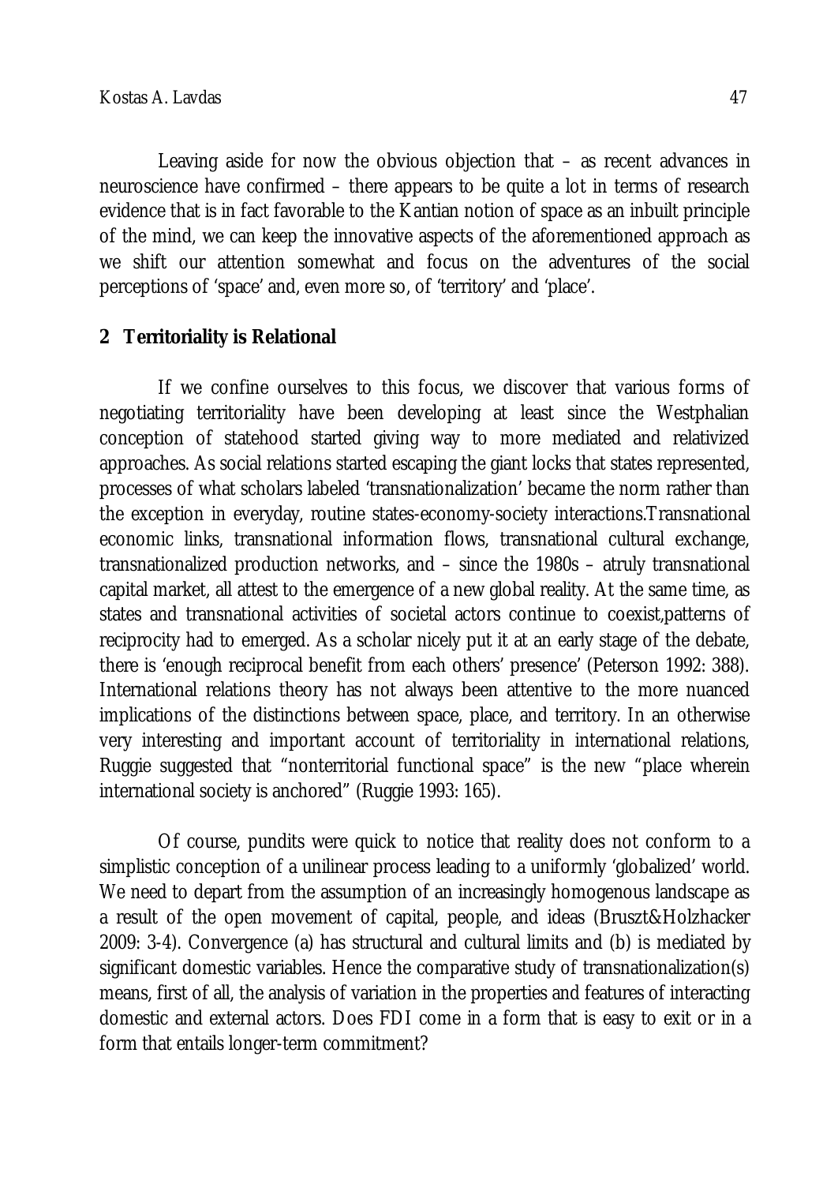Leaving aside for now the obvious objection that – as recent advances in neuroscience have confirmed – there appears to be quite a lot in terms of research evidence that is in fact favorable to the Kantian notion of space as an inbuilt principle of the mind, we can keep the innovative aspects of the aforementioned approach as we shift our attention somewhat and focus on the adventures of the social perceptions of 'space' and, even more so, of 'territory' and 'place'.

## 2 Territoriality is Relational

If we confine ourselves to this focus, we discover that various forms of negotiating territoriality have been developing at least since the Westphalian conception of statehood started giving way to more mediated and relativized approaches. As social relations started escaping the giant locks that states represented, processes of what scholars labeled 'transnationalization' became the norm rather than the exception in everyday, routine states-economy-society interactions.Transnational economic links, transnational information flows, transnational cultural exchange, transnationalized production networks, and – since the 1980s – atruly transnational capital market, all attest to the emergence of a new global reality. At the same time, as states and transnational activities of societal actors continue to coexist,patterns of reciprocity had to emerged. As a scholar nicely put it at an early stage of the debate, there is 'enough reciprocal benefit from each others' presence' (Peterson 1992: 388). International relations theory has not always been attentive to the more nuanced implications of the distinctions between space, place, and territory. In an otherwise very interesting and important account of territoriality in international relations, Ruggie suggested that "nonterritorial functional space" is the new "place wherein international society is anchored" (Ruggie 1993: 165).

Of course, pundits were quick to notice that reality does not conform to a simplistic conception of a unilinear process leading to a uniformly 'globalized' world. We need to depart from the assumption of an increasingly homogenous landscape as a result of the open movement of capital, people, and ideas (Bruszt&Holzhacker 2009: 3-4). Convergence (a) has structural and cultural limits and (b) is mediated by significant domestic variables. Hence the comparative study of transnationalization(s) means, first of all, the analysis of variation in the properties and features of interacting domestic and external actors. Does FDI come in a form that is easy to exit or in a form that entails longer-term commitment?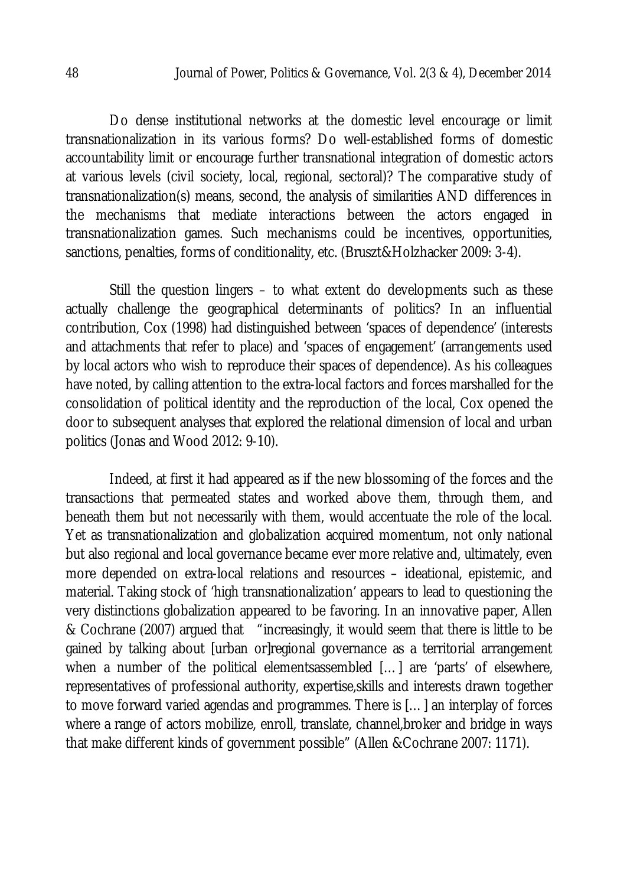Do dense institutional networks at the domestic level encourage or limit transnationalization in its various forms? Do well-established forms of domestic accountability limit or encourage further transnational integration of domestic actors at various levels (civil society, local, regional, sectoral)? The comparative study of transnationalization(s) means, second, the analysis of similarities AND differences in the mechanisms that mediate interactions between the actors engaged in transnationalization games. Such mechanisms could be incentives, opportunities, sanctions, penalties, forms of conditionality, etc. (Bruszt&Holzhacker 2009: 3-4).

Still the question lingers – to what extent do developments such as these actually challenge the geographical determinants of politics? In an influential contribution, Cox (1998) had distinguished between 'spaces of dependence' (interests and attachments that refer to place) and 'spaces of engagement' (arrangements used by local actors who wish to reproduce their spaces of dependence). As his colleagues have noted, by calling attention to the extra-local factors and forces marshalled for the consolidation of political identity and the reproduction of the local, Cox opened the door to subsequent analyses that explored the relational dimension of local and urban politics (Jonas and Wood 2012: 9-10).

Indeed, at first it had appeared as if the new blossoming of the forces and the transactions that permeated states and worked above them, through them, and beneath them but not necessarily with them, would accentuate the role of the local. Yet as transnationalization and globalization acquired momentum, not only national but also regional and local governance became ever more relative and, ultimately, even more depended on extra-local relations and resources – ideational, epistemic, and material. Taking stock of 'high transnationalization' appears to lead to questioning the very distinctions globalization appeared to be favoring. In an innovative paper, Allen & Cochrane (2007) argued that "increasingly, it would seem that there is little to be gained by talking about [urban or]regional governance as a territorial arrangement when a number of the political elementsassembled […] are 'parts' of elsewhere, representatives of professional authority, expertise,skills and interests drawn together to move forward varied agendas and programmes. There is […] an interplay of forces where a range of actors mobilize, enroll, translate, channel,broker and bridge in ways that make different kinds of government possible" (Allen &Cochrane 2007: 1171).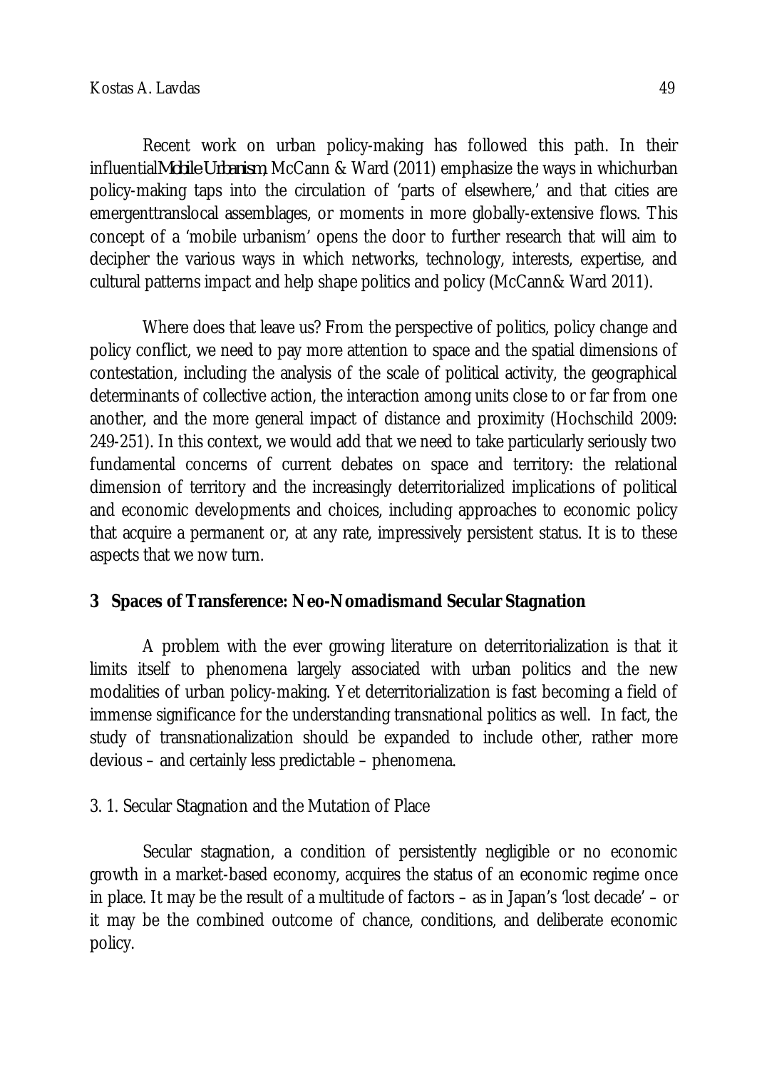Recent work on urban policy-making has followed this path. In their influential *Mobile Urbanism*, McCann & Ward (2011) emphasize the ways in which urban policy-making taps into the circulation of 'parts of elsewhere,' and that cities are emergent translocal assemblages, or moments in more globally-extensive flows. This concept of a 'mobile urbanism' opens the door to further research that will aim to decipher the various ways in which networks, technology, interests, expertise, and cultural patterns impact and help shape politics and policy (McCann & Ward 2011).

Where does that leave us? From the perspective of politics, policy change and policy conflict, we need to pay more attention to space and the spatial dimensions of contestation, including the analysis of the scale of political activity, the geographical determinants of collective action, the interaction among units close to or far from one another, and the more general impact of distance and proximity (Hochschild 2009: 249-251). In this context, we would add that we need to take particularly seriously two fundamental concerns of current debates on space and territory: the relational dimension of territory and the increasingly deterritorialized implications of political and economic developments and choices, including approaches to economic policy that acquire a permanent or, at any rate, impressively persistent status. It is to these aspects that we now turn.

## 3 Spaces of Transference: Neo-Nomadism and Secular Stagnation

A problem with the ever growing literature on deterritorialization is that it limits itself to phenomena largely associated with urban politics and the new modalities of urban policy-making. Yet deterritorialization is fast becoming a field of immense significance for the understanding transnational politics as well. In fact, the study of transnationalization should be expanded to include other, rather more devious – and certainly less predictable – phenomena.

### 3. 1. Secular Stagnation and the Mutation of Place

Secular stagnation, a condition of persistently negligible or no economic growth in a market-based economy, acquires the status of an economic regime once in place. It may be the result of a multitude of factors – as in Japan's 'lost decade' – or it may be the combined outcome of chance, conditions, and deliberate economic policy.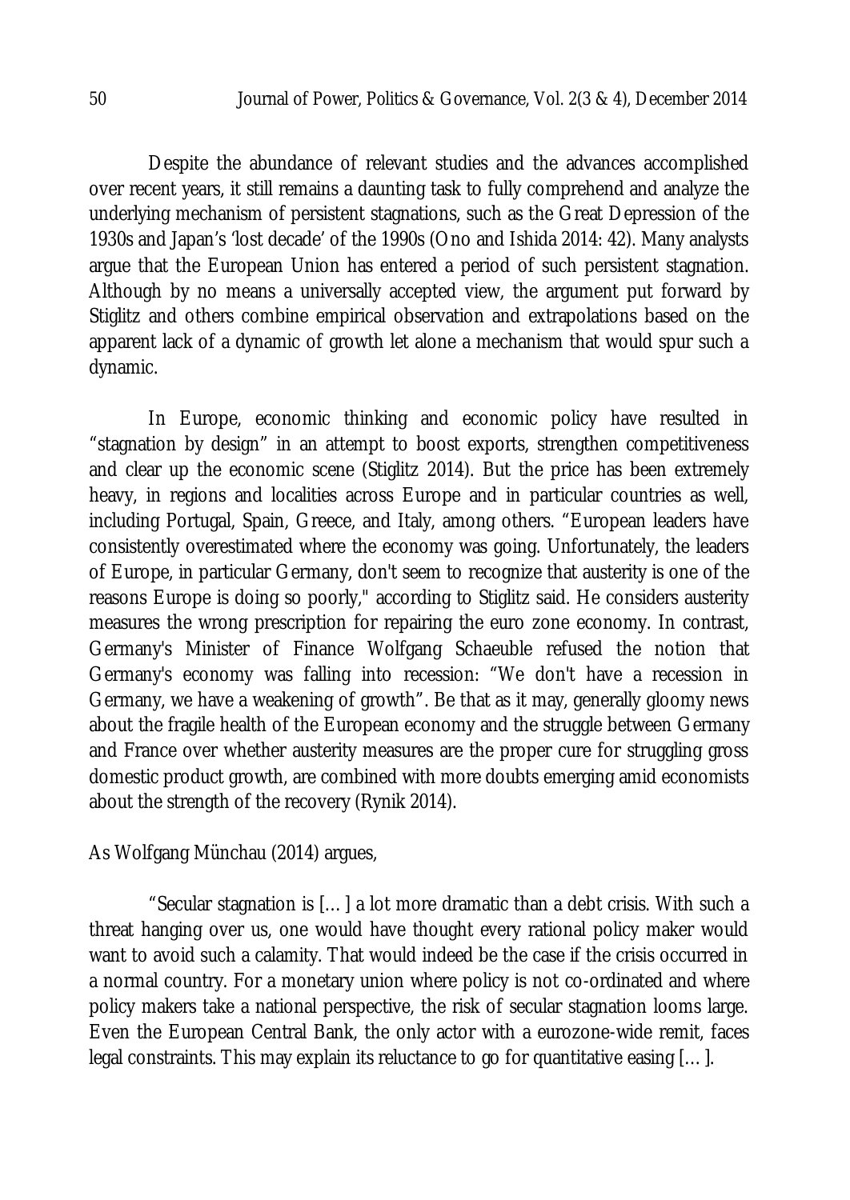Despite the abundance of relevant studies and the advances accomplished over recent years, it still remains a daunting task to fully comprehend and analyze the underlying mechanism of persistent stagnations, such as the Great Depression of the 1930s and Japan's 'lost decade' of the 1990s (Ono and Ishida 2014: 42). Many analysts argue that the European Union has entered a period of such persistent stagnation. Although by no means a universally accepted view, the argument put forward by Stiglitz and others combine empirical observation and extrapolations based on the apparent lack of a dynamic of growth let alone a mechanism that would spur such a dynamic.

In Europe, economic thinking and economic policy have resulted in "stagnation by design" in an attempt to boost exports, strengthen competitiveness and clear up the economic scene (Stiglitz 2014). But the price has been extremely heavy, in regions and localities across Europe and in particular countries as well, including Portugal, Spain, Greece, and Italy, among others. "European leaders have consistently overestimated where the economy was going. Unfortunately, the leaders of Europe, in particular Germany, don't seem to recognize that austerity is one of the reasons Europe is doing so poorly," according to Stiglitz said. He considers austerity measures the wrong prescription for repairing the euro zone economy. In contrast, Germany's Minister of Finance Wolfgang Schaeuble refused the notion that Germany's economy was falling into recession: "We don't have a recession in Germany, we have a weakening of growth". Be that as it may, generally gloomy news about the fragile health of the European economy and the struggle between Germany and France over whether austerity measures are the proper cure for struggling gross domestic product growth, are combined with more doubts emerging amid economists about the strength of the recovery (Rynik 2014).

As Wolfgang Münchau (2014) argues,

> "Secular stagnation is [… ] a lot more dramatic than a debt crisis. With such a threat hanging over us, one would have thought every rational policy maker would want to avoid such a calamity. That would indeed be the case if the crisis occurred in a normal country. For a monetary union where policy is not co-ordinated and where policy makers take a national perspective, the risk of secular stagnation looms large. Even the European Central Bank, the only actor with a eurozone-wide remit, faces legal constraints. This may explain its reluctance to go for quantitative easing [… ].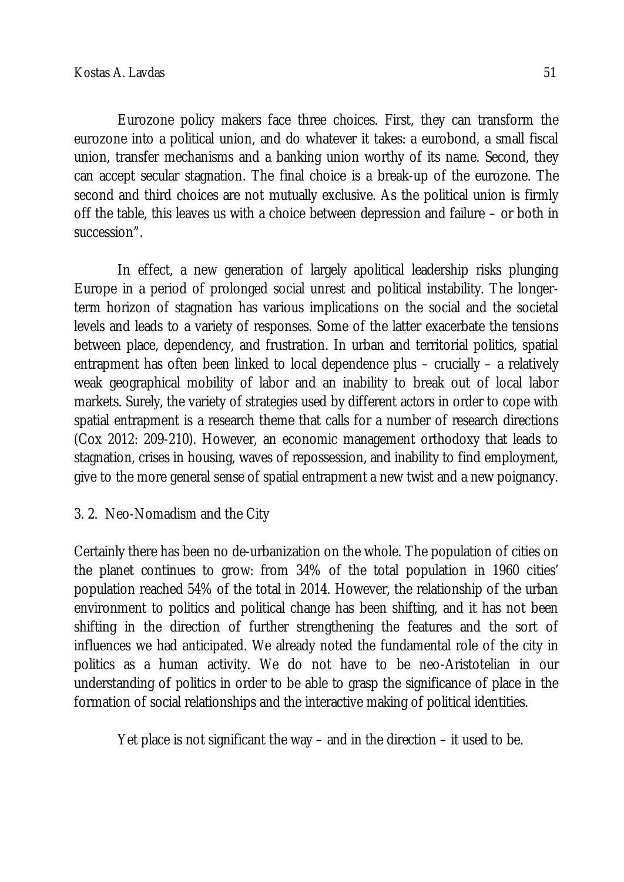Eurozone policy makers face three choices. First, they can transform the eurozone into a political union, and do whatever it takes: a eurobond, a small fiscal union, transfer mechanisms and a banking union worthy of its name. Second, they can accept secular stagnation. The final choice is a break-up of the eurozone. The second and third choices are not mutually exclusive. As the political union is firmly off the table, this leaves us with a choice between depression and failure – or both in succession".

In effect, a new generation of largely apolitical leadership risks plunging Europe in a period of prolonged social unrest and political instability. The longer-term horizon of stagnation has various implications on the social and the societal levels and leads to a variety of responses. Some of the latter exacerbate the tensions between place, dependency, and frustration. In urban and territorial politics, spatial entrapment has often been linked to local dependence plus – crucially – a relatively weak geographical mobility of labor and an inability to break out of local labor markets. Surely, the variety of strategies used by different actors in order to cope with spatial entrapment is a research theme that calls for a number of research directions (Cox 2012: 209-210). However, an economic management orthodoxy that leads to stagnation, crises in housing, waves of repossession, and inability to find employment, give to the more general sense of spatial entrapment a new twist and a new poignancy.

### 3. 2. Neo-Nomadism and the City

Certainly there has been no de-urbanization on the whole. The population of cities on the planet continues to grow: from 34% of the total population in 1960 cities' population reached 54% of the total in 2014. However, the relationship of the urban environment to politics and political change has been shifting, and it has not been shifting in the direction of further strengthening the features and the sort of influences we had anticipated. We already noted the fundamental role of the city in politics as a human activity. We do not have to be neo-Aristotelian in our understanding of politics in order to be able to grasp the significance of place in the formation of social relationships and the interactive making of political identities.

Yet place is not significant the way – and in the direction – it used to be.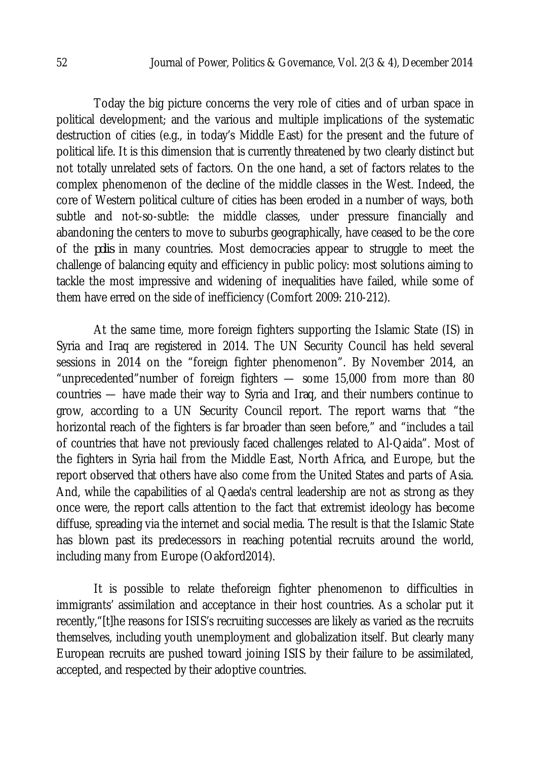Today the big picture concerns the very role of cities and of urban space in political development; and the various and multiple implications of the systematic destruction of cities (e.g., in today's Middle East) for the present and the future of political life. It is this dimension that is currently threatened by two clearly distinct but not totally unrelated sets of factors. On the one hand, a set of factors relates to the complex phenomenon of the decline of the middle classes in the West. Indeed, the core of Western political culture of cities has been eroded in a number of ways, both subtle and not-so-subtle: the middle classes, under pressure financially and abandoning the centers to move to suburbs geographically, have ceased to be the core of the *polis* in many countries. Most democracies appear to struggle to meet the challenge of balancing equity and efficiency in public policy: most solutions aiming to tackle the most impressive and widening of inequalities have failed, while some of them have erred on the side of inefficiency (Comfort 2009: 210-212).

At the same time, more foreign fighters supporting the Islamic State (IS) in Syria and Iraq are registered in 2014. The UN Security Council has held several sessions in 2014 on the "foreign fighter phenomenon". By November 2014, an "unprecedented"number of foreign fighters — some 15,000 from more than 80 countries — have made their way to Syria and Iraq, and their numbers continue to grow, according to a UN Security Council report. The report warns that "the horizontal reach of the fighters is far broader than seen before," and "includes a tail of countries that have not previously faced challenges related to Al-Qaida". Most of the fighters in Syria hail from the Middle East, North Africa, and Europe, but the report observed that others have also come from the United States and parts of Asia. And, while the capabilities of al Qaeda's central leadership are not as strong as they once were, the report calls attention to the fact that extremist ideology has become diffuse, spreading via the internet and social media. The result is that the Islamic State has blown past its predecessors in reaching potential recruits around the world, including many from Europe (Oakford2014).

It is possible to relate theforeign fighter phenomenon to difficulties in immigrants' assimilation and acceptance in their host countries. As a scholar put it recently,"[t]he reasons for ISIS's recruiting successes are likely as varied as the recruits themselves, including youth unemployment and globalization itself. But clearly many European recruits are pushed toward joining ISIS by their failure to be assimilated, accepted, and respected by their adoptive countries.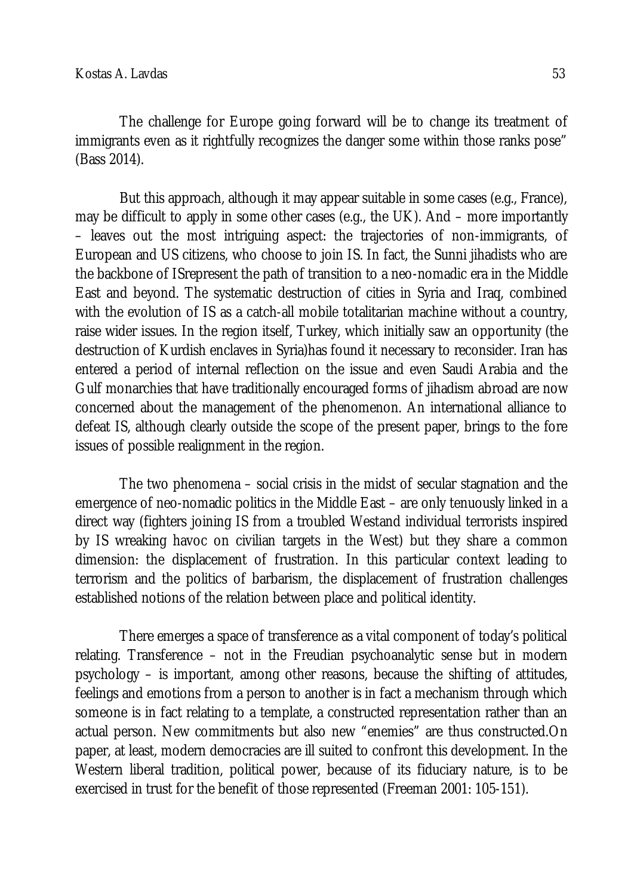The challenge for Europe going forward will be to change its treatment of immigrants even as it rightfully recognizes the danger some within those ranks pose" (Bass 2014).

But this approach, although it may appear suitable in some cases (e.g., France), may be difficult to apply in some other cases (e.g., the UK). And – more importantly – leaves out the most intriguing aspect: the trajectories of non-immigrants, of European and US citizens, who choose to join IS. In fact, the Sunni jihadists who are the backbone of ISrepresent the path of transition to a neo-nomadic era in the Middle East and beyond. The systematic destruction of cities in Syria and Iraq, combined with the evolution of IS as a catch-all mobile totalitarian machine without a country, raise wider issues. In the region itself, Turkey, which initially saw an opportunity (the destruction of Kurdish enclaves in Syria)has found it necessary to reconsider. Iran has entered a period of internal reflection on the issue and even Saudi Arabia and the Gulf monarchies that have traditionally encouraged forms of jihadism abroad are now concerned about the management of the phenomenon. An international alliance to defeat IS, although clearly outside the scope of the present paper, brings to the fore issues of possible realignment in the region.

The two phenomena – social crisis in the midst of secular stagnation and the emergence of neo-nomadic politics in the Middle East – are only tenuously linked in a direct way (fighters joining IS from a troubled Westand individual terrorists inspired by IS wreaking havoc on civilian targets in the West) but they share a common dimension: the displacement of frustration. In this particular context leading to terrorism and the politics of barbarism, the displacement of frustration challenges established notions of the relation between place and political identity.

There emerges a space of transference as a vital component of today's political relating. Transference – not in the Freudian psychoanalytic sense but in modern psychology – is important, among other reasons, because the shifting of attitudes, feelings and emotions from a person to another is in fact a mechanism through which someone is in fact relating to a template, a constructed representation rather than an actual person. New commitments but also new "enemies" are thus constructed.On paper, at least, modern democracies are ill suited to confront this development. In the Western liberal tradition, political power, because of its fiduciary nature, is to be exercised in trust for the benefit of those represented (Freeman 2001: 105-151).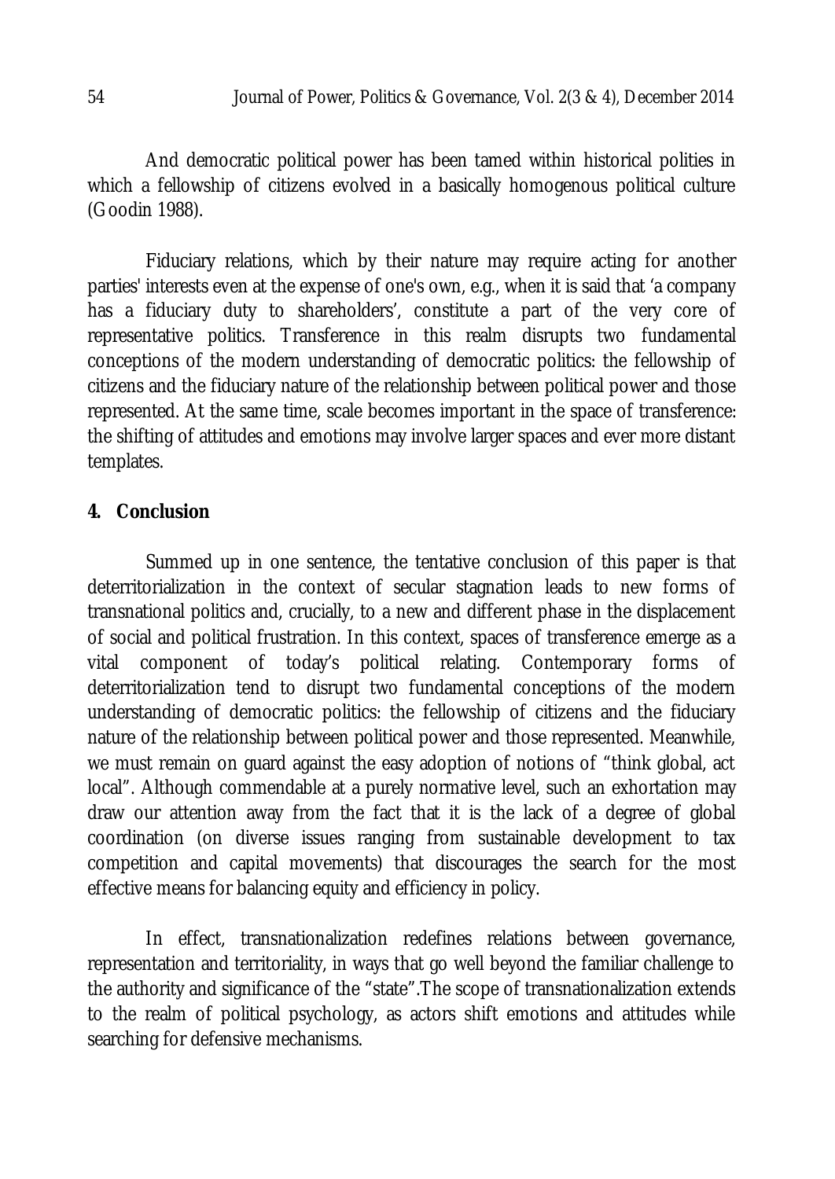And democratic political power has been tamed within historical polities in which a fellowship of citizens evolved in a basically homogenous political culture (Goodin 1988).

Fiduciary relations, which by their nature may require acting for another parties' interests even at the expense of one's own, e.g., when it is said that 'a company has a fiduciary duty to shareholders', constitute a part of the very core of representative politics. Transference in this realm disrupts two fundamental conceptions of the modern understanding of democratic politics: the fellowship of citizens and the fiduciary nature of the relationship between political power and those represented. At the same time, scale becomes important in the space of transference: the shifting of attitudes and emotions may involve larger spaces and ever more distant templates.

## 4. Conclusion

Summed up in one sentence, the tentative conclusion of this paper is that deterritorialization in the context of secular stagnation leads to new forms of transnational politics and, crucially, to a new and different phase in the displacement of social and political frustration. In this context, spaces of transference emerge as a vital component of today's political relating. Contemporary forms of deterritorialization tend to disrupt two fundamental conceptions of the modern understanding of democratic politics: the fellowship of citizens and the fiduciary nature of the relationship between political power and those represented. Meanwhile, we must remain on guard against the easy adoption of notions of "think global, act local". Although commendable at a purely normative level, such an exhortation may draw our attention away from the fact that it is the lack of a degree of global coordination (on diverse issues ranging from sustainable development to tax competition and capital movements) that discourages the search for the most effective means for balancing equity and efficiency in policy.

In effect, transnationalization redefines relations between governance, representation and territoriality, in ways that go well beyond the familiar challenge to the authority and significance of the "state".The scope of transnationalization extends to the realm of political psychology, as actors shift emotions and attitudes while searching for defensive mechanisms.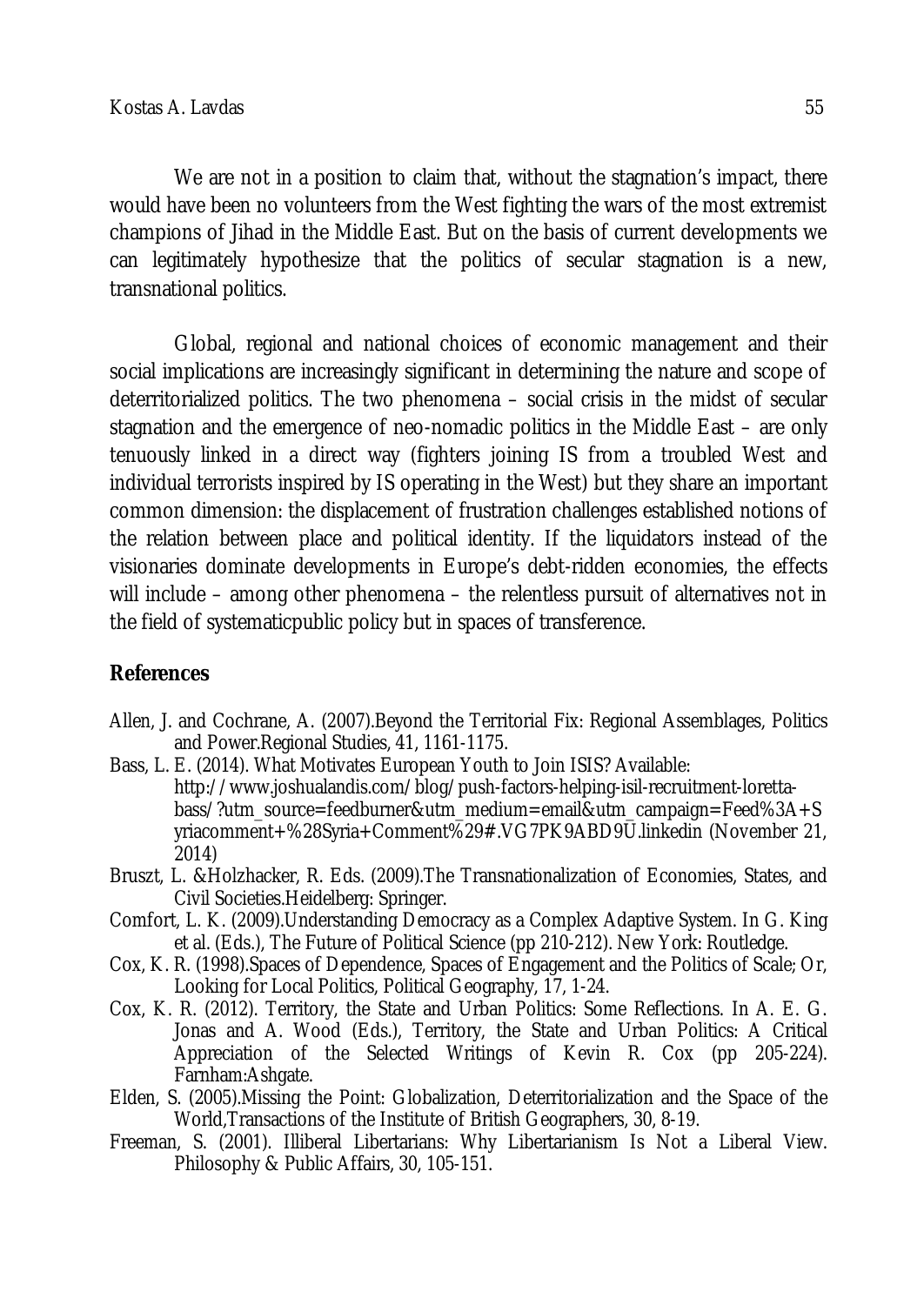We are not in a position to claim that, without the stagnation's impact, there would have been no volunteers from the West fighting the wars of the most extremist champions of Jihad in the Middle East. But on the basis of current developments we can legitimately hypothesize that the politics of secular stagnation is a new, transnational politics.

Global, regional and national choices of economic management and their social implications are increasingly significant in determining the nature and scope of deterritorialized politics. The two phenomena – social crisis in the midst of secular stagnation and the emergence of neo-nomadic politics in the Middle East – are only tenuously linked in a direct way (fighters joining IS from a troubled West and individual terrorists inspired by IS operating in the West) but they share an important common dimension: the displacement of frustration challenges established notions of the relation between place and political identity. If the liquidators instead of the visionaries dominate developments in Europe's debt-ridden economies, the effects will include – among other phenomena – the relentless pursuit of alternatives not in the field of systematicpublic policy but in spaces of transference.

## References

Allen, J. and Cochrane, A. (2007).Beyond the Territorial Fix: Regional Assemblages, Politics and Power.Regional Studies, 41, 1161-1175.

Bass, L. E. (2014). What Motivates European Youth to Join ISIS? Available: http://www.joshualandis.com/blog/push-factors-helping-isil-recruitment-loretta-bass/?utm_source=feedburner&utm_medium=email&utm_campaign=Feed%3A+Syriacomment+%28Syria+Comment%29#.VG7PK9ABD9U.linkedin (November 21, 2014)

Bruszt, L. &Holzhacker, R. Eds. (2009).The Transnationalization of Economies, States, and Civil Societies.Heidelberg: Springer.

Comfort, L. K. (2009).Understanding Democracy as a Complex Adaptive System. In G. King et al. (Eds.), The Future of Political Science (pp 210-212). New York: Routledge.

Cox, K. R. (1998).Spaces of Dependence, Spaces of Engagement and the Politics of Scale; Or, Looking for Local Politics, Political Geography, 17, 1-24.

Cox, K. R. (2012). Territory, the State and Urban Politics: Some Reflections. In A. E. G. Jonas and A. Wood (Eds.), Territory, the State and Urban Politics: A Critical Appreciation of the Selected Writings of Kevin R. Cox (pp 205-224). Farnham:Ashgate.

Elden, S. (2005).Missing the Point: Globalization, Deterritorialization and the Space of the World,Transactions of the Institute of British Geographers, 30, 8-19.

Freeman, S. (2001). Illiberal Libertarians: Why Libertarianism Is Not a Liberal View. Philosophy & Public Affairs, 30, 105-151.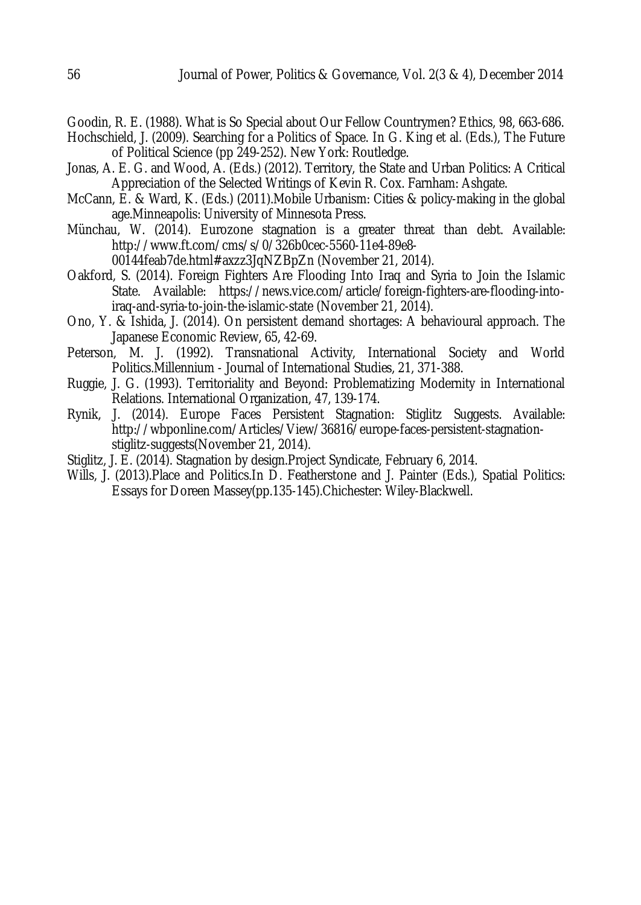Goodin, R. E. (1988). What is So Special about Our Fellow Countrymen? Ethics, 98, 663-686.

Hochschield, J. (2009). Searching for a Politics of Space. In G. King et al. (Eds.), The Future of Political Science (pp 249-252). New York: Routledge.

Jonas, A. E. G. and Wood, A. (Eds.) (2012). Territory, the State and Urban Politics: A Critical Appreciation of the Selected Writings of Kevin R. Cox. Farnham: Ashgate.

McCann, E. & Ward, K. (Eds.) (2011).Mobile Urbanism: Cities & policy-making in the global age.Minneapolis: University of Minnesota Press.

Münchau, W. (2014). Eurozone stagnation is a greater threat than debt. Available: http://www.ft.com/cms/s/0/326b0cec-5560-11e4-89e8-00144feab7de.html#axzz3JqNZBpZn (November 21, 2014).

Oakford, S. (2014). Foreign Fighters Are Flooding Into Iraq and Syria to Join the Islamic State. Available: https://news.vice.com/article/foreign-fighters-are-flooding-into-iraq-and-syria-to-join-the-islamic-state (November 21, 2014).

Ono, Y. & Ishida, J. (2014). On persistent demand shortages: A behavioural approach. The Japanese Economic Review, 65, 42-69.

Peterson, M. J. (1992). Transnational Activity, International Society and World Politics.Millennium - Journal of International Studies, 21, 371-388.

Ruggie, J. G. (1993). Territoriality and Beyond: Problematizing Modernity in International Relations. International Organization, 47, 139-174.

Rynik, J. (2014). Europe Faces Persistent Stagnation: Stiglitz Suggests. Available: http://wbponline.com/Articles/View/36816/europe-faces-persistent-stagnation-stiglitz-suggests(November 21, 2014).

Stiglitz, J. E. (2014). Stagnation by design.Project Syndicate, February 6, 2014.

Wills, J. (2013).Place and Politics.In D. Featherstone and J. Painter (Eds.), Spatial Politics: Essays for Doreen Massey(pp.135-145).Chichester: Wiley-Blackwell.